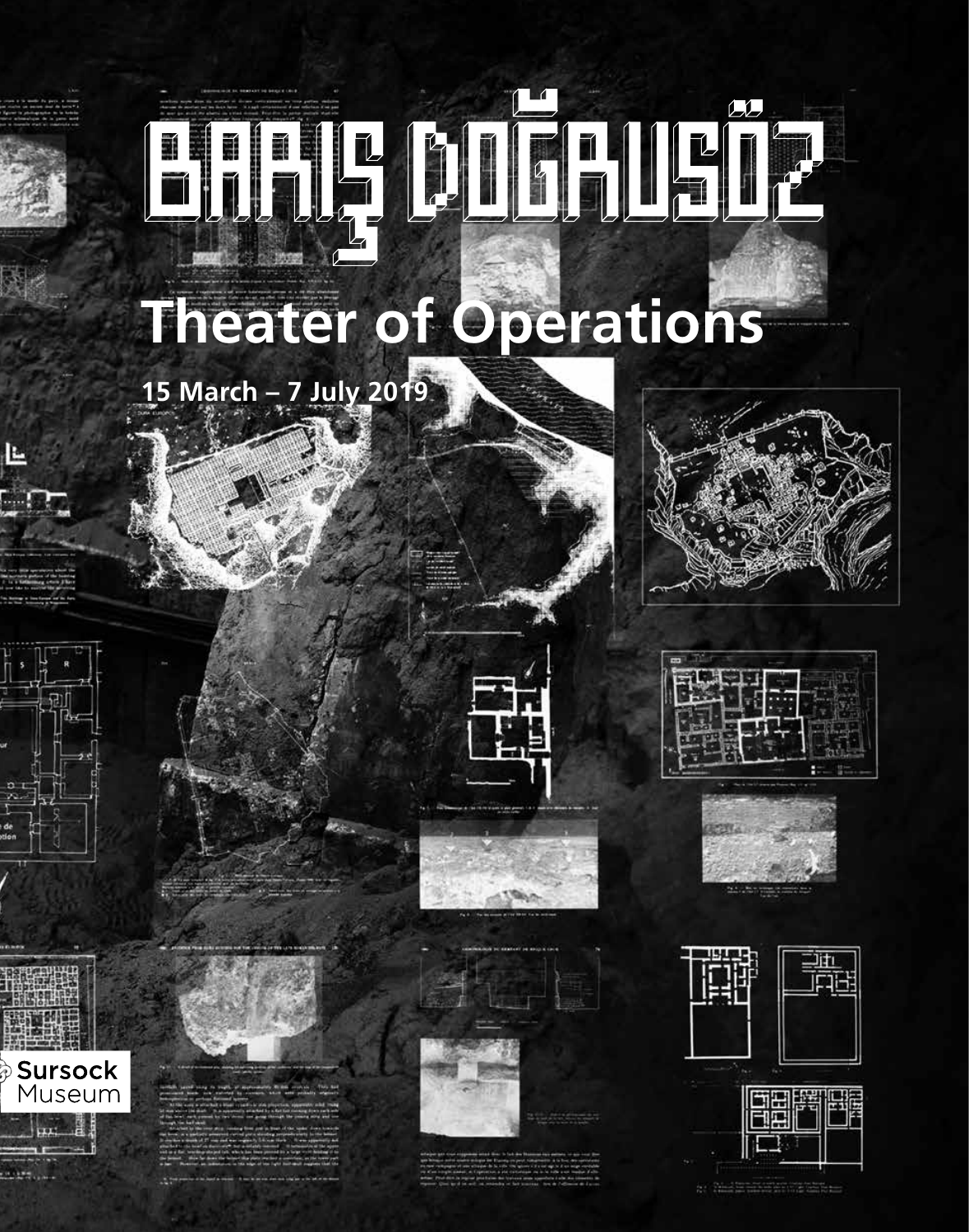# BARIŞ DOĞRUSÖZ

## Theater of Operations

**15 March – 7 July 2019**

Sursock Museum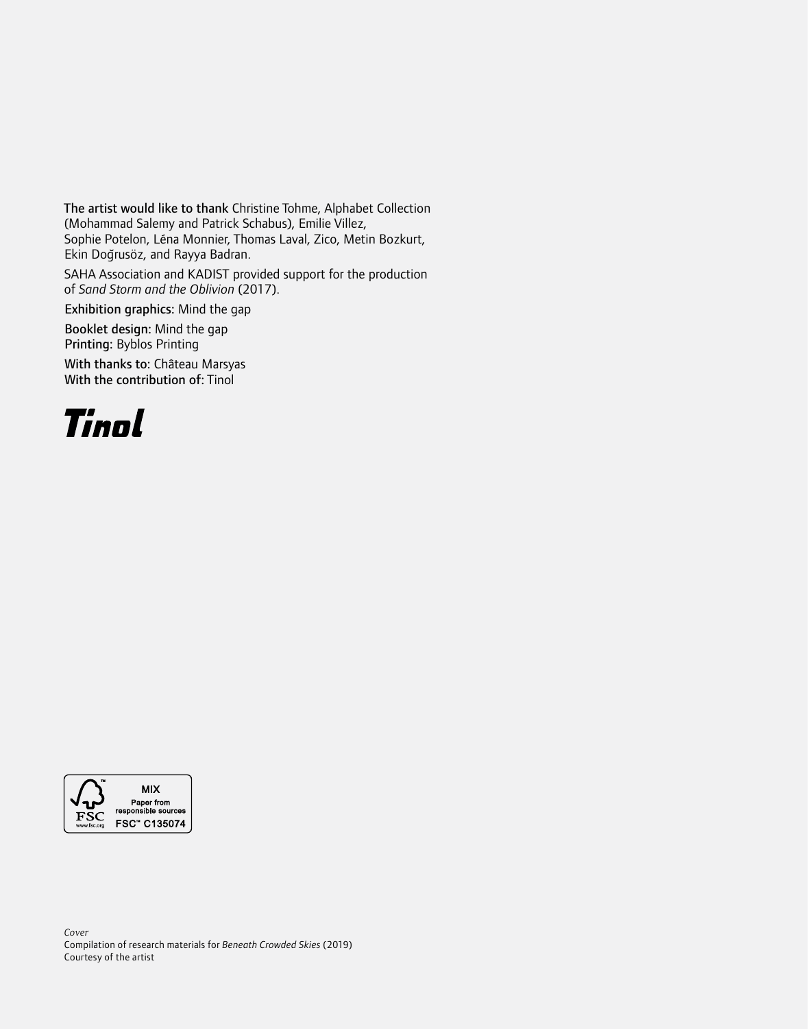**The artist would like to thank** Christine Tohme, Alphabet Collection (Mohammad Salemy and Patrick Schabus), Emilie Villez, Sophie Potelon, Léna Monnier, Thomas Laval, Zico, Metin Bozkurt, Ekin Doğrusöz, and Rayya Badran.

SAHA Association and KADIST provided support for the production of *Sand Storm and the Oblivion* (2017).

**Exhibition graphics:** Mind the gap

**Booklet design:** Mind the gap
**Printing:** Byblos Printing

**With thanks to:** Château Marsyas
**With the contribution of:** Tinol

Tinol

MIX
Paper from responsible sources
FSC™ C135074
FSC
www.fsc.org

*Cover*
Compilation of research materials for *Beneath Crowded Skies* (2019)
Courtesy of the artist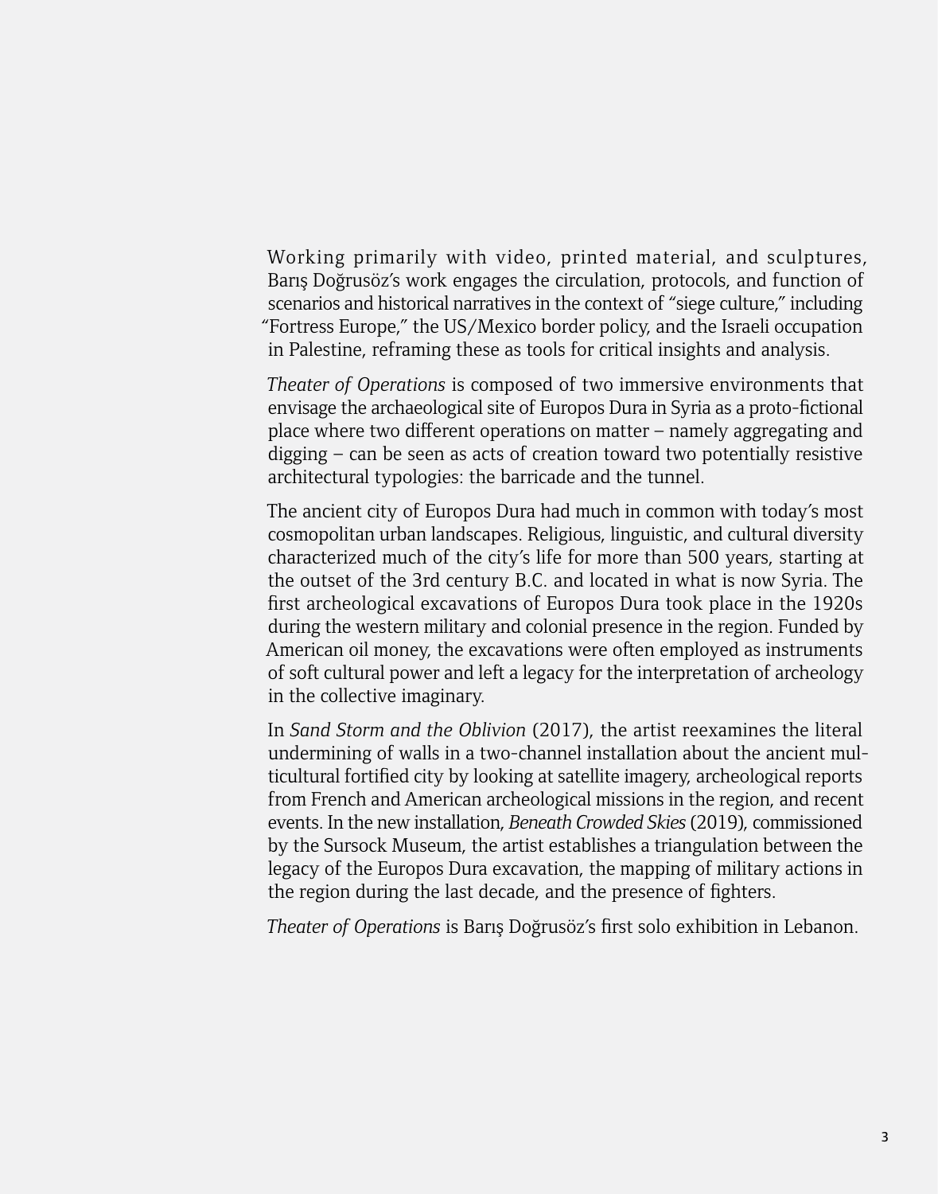Working primarily with video, printed material, and sculptures, Barış Doğrusöz's work engages the circulation, protocols, and function of scenarios and historical narratives in the context of "siege culture," including "Fortress Europe," the US/Mexico border policy, and the Israeli occupation in Palestine, reframing these as tools for critical insights and analysis.

*Theater of Operations* is composed of two immersive environments that envisage the archaeological site of Europos Dura in Syria as a proto-fictional place where two different operations on matter – namely aggregating and digging – can be seen as acts of creation toward two potentially resistive architectural typologies: the barricade and the tunnel.

The ancient city of Europos Dura had much in common with today's most cosmopolitan urban landscapes. Religious, linguistic, and cultural diversity characterized much of the city's life for more than 500 years, starting at the outset of the 3rd century B.C. and located in what is now Syria. The first archeological excavations of Europos Dura took place in the 1920s during the western military and colonial presence in the region. Funded by American oil money, the excavations were often employed as instruments of soft cultural power and left a legacy for the interpretation of archeology in the collective imaginary.

In *Sand Storm and the Oblivion* (2017), the artist reexamines the literal undermining of walls in a two-channel installation about the ancient multicultural fortified city by looking at satellite imagery, archeological reports from French and American archeological missions in the region, and recent events. In the new installation, *Beneath Crowded Skies* (2019), commissioned by the Sursock Museum, the artist establishes a triangulation between the legacy of the Europos Dura excavation, the mapping of military actions in the region during the last decade, and the presence of fighters.

*Theater of Operations* is Barış Doğrusöz's first solo exhibition in Lebanon.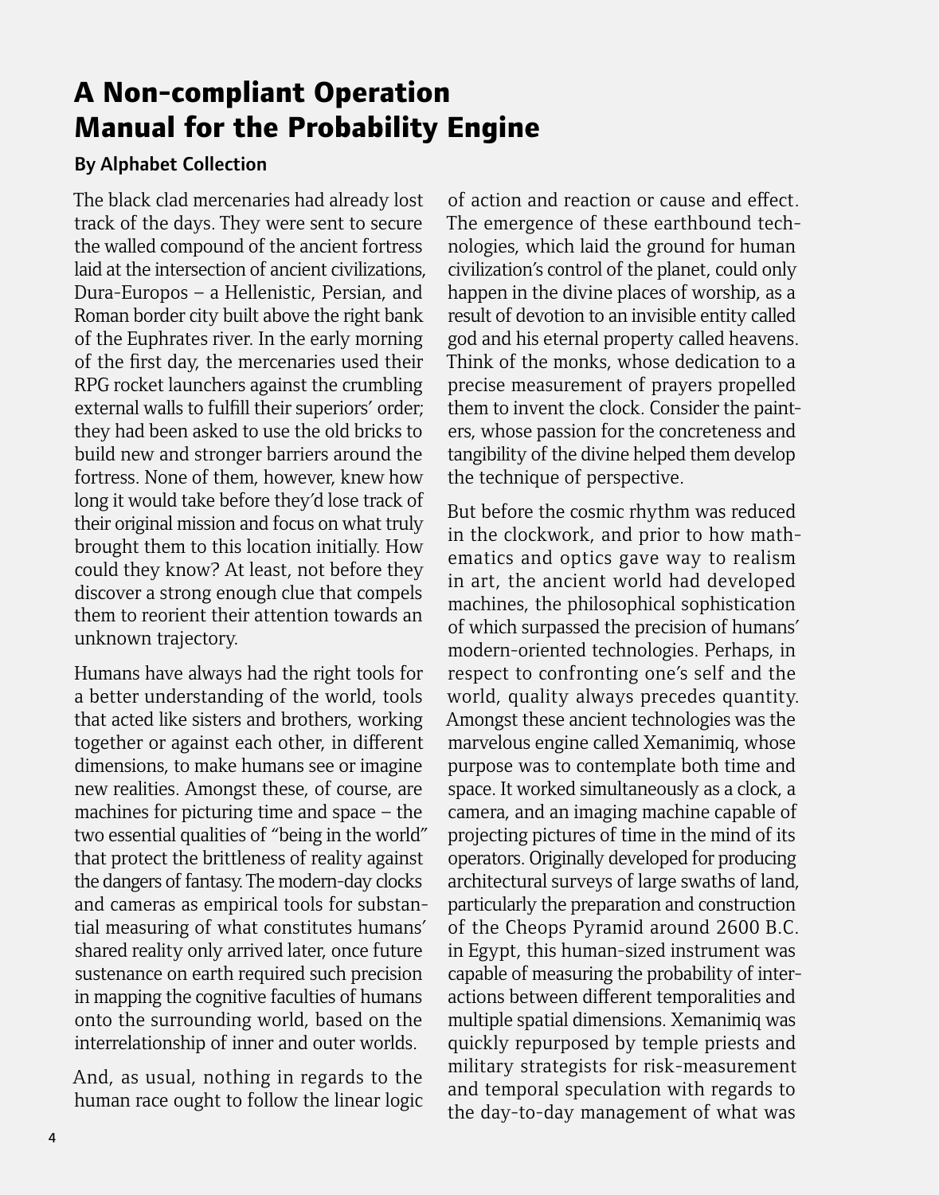# A Non-compliant Operation Manual for the Probability Engine

**By Alphabet Collection**

The black clad mercenaries had already lost track of the days. They were sent to secure the walled compound of the ancient fortress laid at the intersection of ancient civilizations, Dura-Europos – a Hellenistic, Persian, and Roman border city built above the right bank of the Euphrates river. In the early morning of the first day, the mercenaries used their RPG rocket launchers against the crumbling external walls to fulfill their superiors' order; they had been asked to use the old bricks to build new and stronger barriers around the fortress. None of them, however, knew how long it would take before they'd lose track of their original mission and focus on what truly brought them to this location initially. How could they know? At least, not before they discover a strong enough clue that compels them to reorient their attention towards an unknown trajectory.

Humans have always had the right tools for a better understanding of the world, tools that acted like sisters and brothers, working together or against each other, in different dimensions, to make humans see or imagine new realities. Amongst these, of course, are machines for picturing time and space – the two essential qualities of "being in the world" that protect the brittleness of reality against the dangers of fantasy. The modern-day clocks and cameras as empirical tools for substantial measuring of what constitutes humans' shared reality only arrived later, once future sustenance on earth required such precision in mapping the cognitive faculties of humans onto the surrounding world, based on the interrelationship of inner and outer worlds.

And, as usual, nothing in regards to the human race ought to follow the linear logic of action and reaction or cause and effect. The emergence of these earthbound technologies, which laid the ground for human civilization's control of the planet, could only happen in the divine places of worship, as a result of devotion to an invisible entity called god and his eternal property called heavens. Think of the monks, whose dedication to a precise measurement of prayers propelled them to invent the clock. Consider the painters, whose passion for the concreteness and tangibility of the divine helped them develop the technique of perspective.

But before the cosmic rhythm was reduced in the clockwork, and prior to how mathematics and optics gave way to realism in art, the ancient world had developed machines, the philosophical sophistication of which surpassed the precision of humans' modern-oriented technologies. Perhaps, in respect to confronting one's self and the world, quality always precedes quantity. Amongst these ancient technologies was the marvelous engine called Xemanimiq, whose purpose was to contemplate both time and space. It worked simultaneously as a clock, a camera, and an imaging machine capable of projecting pictures of time in the mind of its operators. Originally developed for producing architectural surveys of large swaths of land, particularly the preparation and construction of the Cheops Pyramid around 2600 B.C. in Egypt, this human-sized instrument was capable of measuring the probability of interactions between different temporalities and multiple spatial dimensions. Xemanimiq was quickly repurposed by temple priests and military strategists for risk-measurement and temporal speculation with regards to the day-to-day management of what was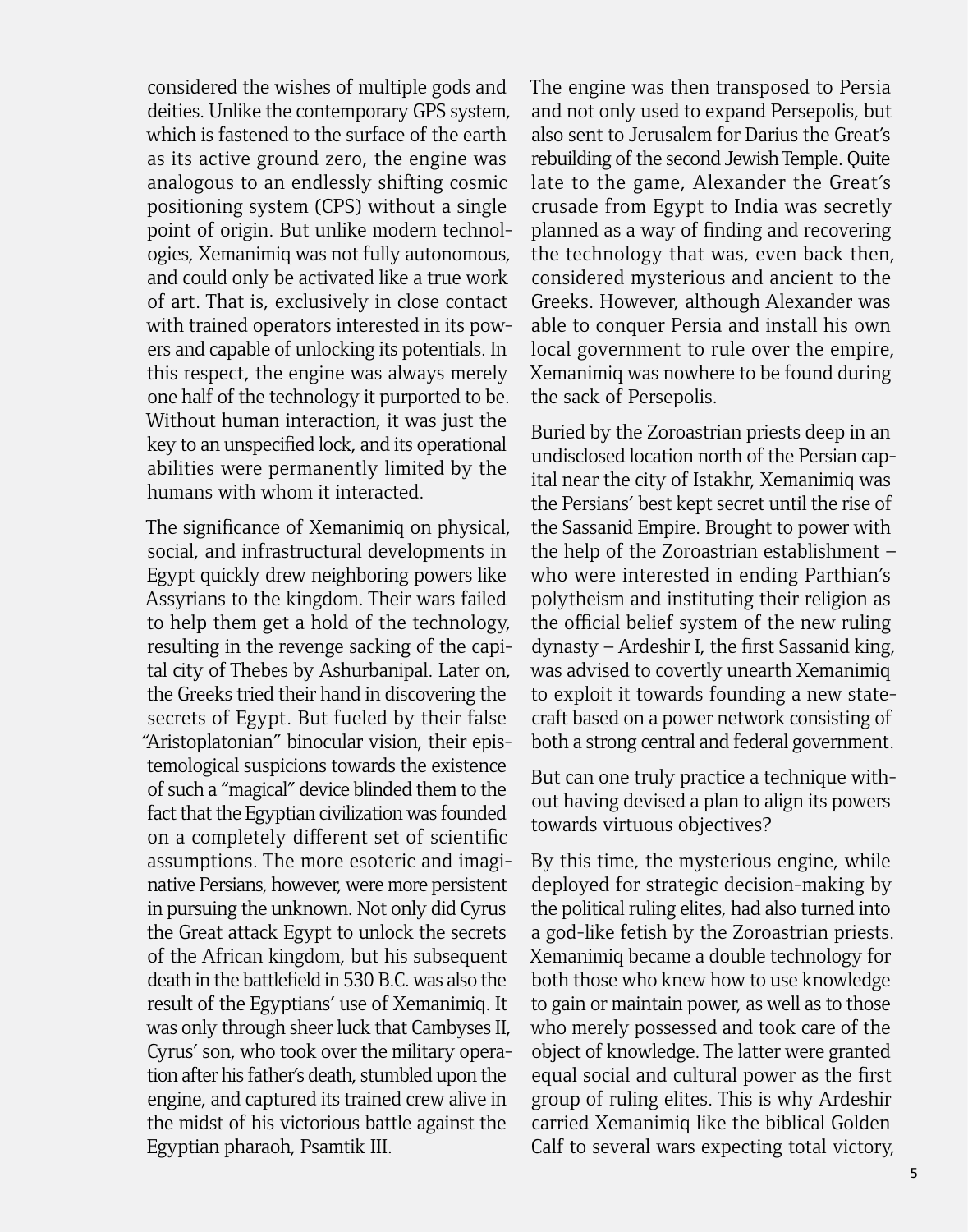considered the wishes of multiple gods and deities. Unlike the contemporary GPS system, which is fastened to the surface of the earth as its active ground zero, the engine was analogous to an endlessly shifting cosmic positioning system (CPS) without a single point of origin. But unlike modern technologies, Xemanimiq was not fully autonomous, and could only be activated like a true work of art. That is, exclusively in close contact with trained operators interested in its powers and capable of unlocking its potentials. In this respect, the engine was always merely one half of the technology it purported to be. Without human interaction, it was just the key to an unspecified lock, and its operational abilities were permanently limited by the humans with whom it interacted.

The significance of Xemanimiq on physical, social, and infrastructural developments in Egypt quickly drew neighboring powers like Assyrians to the kingdom. Their wars failed to help them get a hold of the technology, resulting in the revenge sacking of the capital city of Thebes by Ashurbanipal. Later on, the Greeks tried their hand in discovering the secrets of Egypt. But fueled by their false "Aristoplatonian" binocular vision, their epistemological suspicions towards the existence of such a "magical" device blinded them to the fact that the Egyptian civilization was founded on a completely different set of scientific assumptions. The more esoteric and imaginative Persians, however, were more persistent in pursuing the unknown. Not only did Cyrus the Great attack Egypt to unlock the secrets of the African kingdom, but his subsequent death in the battlefield in 530 B.C. was also the result of the Egyptians' use of Xemanimiq. It was only through sheer luck that Cambyses II, Cyrus' son, who took over the military operation after his father's death, stumbled upon the engine, and captured its trained crew alive in the midst of his victorious battle against the Egyptian pharaoh, Psamtik III.

The engine was then transposed to Persia and not only used to expand Persepolis, but also sent to Jerusalem for Darius the Great's rebuilding of the second Jewish Temple. Quite late to the game, Alexander the Great's crusade from Egypt to India was secretly planned as a way of finding and recovering the technology that was, even back then, considered mysterious and ancient to the Greeks. However, although Alexander was able to conquer Persia and install his own local government to rule over the empire, Xemanimiq was nowhere to be found during the sack of Persepolis.

Buried by the Zoroastrian priests deep in an undisclosed location north of the Persian capital near the city of Istakhr, Xemanimiq was the Persians' best kept secret until the rise of the Sassanid Empire. Brought to power with the help of the Zoroastrian establishment – who were interested in ending Parthian's polytheism and instituting their religion as the official belief system of the new ruling dynasty – Ardeshir I, the first Sassanid king, was advised to covertly unearth Xemanimiq to exploit it towards founding a new statecraft based on a power network consisting of both a strong central and federal government.

But can one truly practice a technique without having devised a plan to align its powers towards virtuous objectives?

By this time, the mysterious engine, while deployed for strategic decision-making by the political ruling elites, had also turned into a god-like fetish by the Zoroastrian priests. Xemanimiq became a double technology for both those who knew how to use knowledge to gain or maintain power, as well as to those who merely possessed and took care of the object of knowledge. The latter were granted equal social and cultural power as the first group of ruling elites. This is why Ardeshir carried Xemanimiq like the biblical Golden Calf to several wars expecting total victory,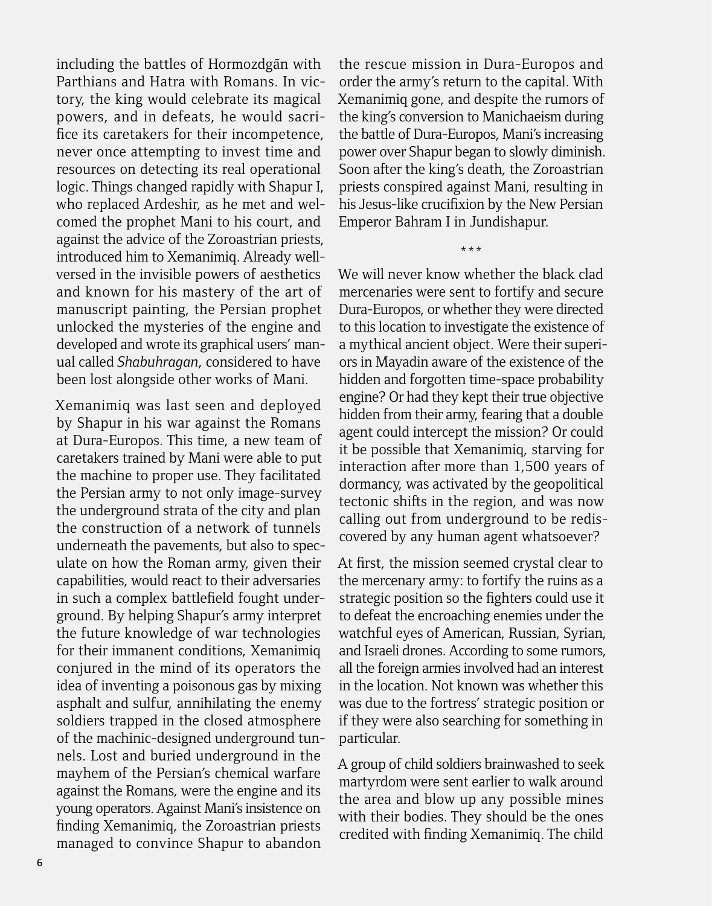including the battles of Hormozdgān with Parthians and Hatra with Romans. In victory, the king would celebrate its magical powers, and in defeats, he would sacrifice its caretakers for their incompetence, never once attempting to invest time and resources on detecting its real operational logic. Things changed rapidly with Shapur I, who replaced Ardeshir, as he met and welcomed the prophet Mani to his court, and against the advice of the Zoroastrian priests, introduced him to Xemanimiq. Already well-versed in the invisible powers of aesthetics and known for his mastery of the art of manuscript painting, the Persian prophet unlocked the mysteries of the engine and developed and wrote its graphical users' manual called *Shabuhragan*, considered to have been lost alongside other works of Mani.

Xemanimiq was last seen and deployed by Shapur in his war against the Romans at Dura-Europos. This time, a new team of caretakers trained by Mani were able to put the machine to proper use. They facilitated the Persian army to not only image-survey the underground strata of the city and plan the construction of a network of tunnels underneath the pavements, but also to speculate on how the Roman army, given their capabilities, would react to their adversaries in such a complex battlefield fought underground. By helping Shapur's army interpret the future knowledge of war technologies for their immanent conditions, Xemanimiq conjured in the mind of its operators the idea of inventing a poisonous gas by mixing asphalt and sulfur, annihilating the enemy soldiers trapped in the closed atmosphere of the machinic-designed underground tunnels. Lost and buried underground in the mayhem of the Persian's chemical warfare against the Romans, were the engine and its young operators. Against Mani's insistence on finding Xemanimiq, the Zoroastrian priests managed to convince Shapur to abandon the rescue mission in Dura-Europos and order the army's return to the capital. With Xemanimiq gone, and despite the rumors of the king's conversion to Manichaeism during the battle of Dura-Europos, Mani's increasing power over Shapur began to slowly diminish. Soon after the king's death, the Zoroastrian priests conspired against Mani, resulting in his Jesus-like crucifixion by the New Persian Emperor Bahram I in Jundishapur.

\* \* \*

We will never know whether the black clad mercenaries were sent to fortify and secure Dura-Europos, or whether they were directed to this location to investigate the existence of a mythical ancient object. Were their superiors in Mayadin aware of the existence of the hidden and forgotten time-space probability engine? Or had they kept their true objective hidden from their army, fearing that a double agent could intercept the mission? Or could it be possible that Xemanimiq, starving for interaction after more than 1,500 years of dormancy, was activated by the geopolitical tectonic shifts in the region, and was now calling out from underground to be rediscovered by any human agent whatsoever?

At first, the mission seemed crystal clear to the mercenary army: to fortify the ruins as a strategic position so the fighters could use it to defeat the encroaching enemies under the watchful eyes of American, Russian, Syrian, and Israeli drones. According to some rumors, all the foreign armies involved had an interest in the location. Not known was whether this was due to the fortress' strategic position or if they were also searching for something in particular.

A group of child soldiers brainwashed to seek martyrdom were sent earlier to walk around the area and blow up any possible mines with their bodies. They should be the ones credited with finding Xemanimiq. The child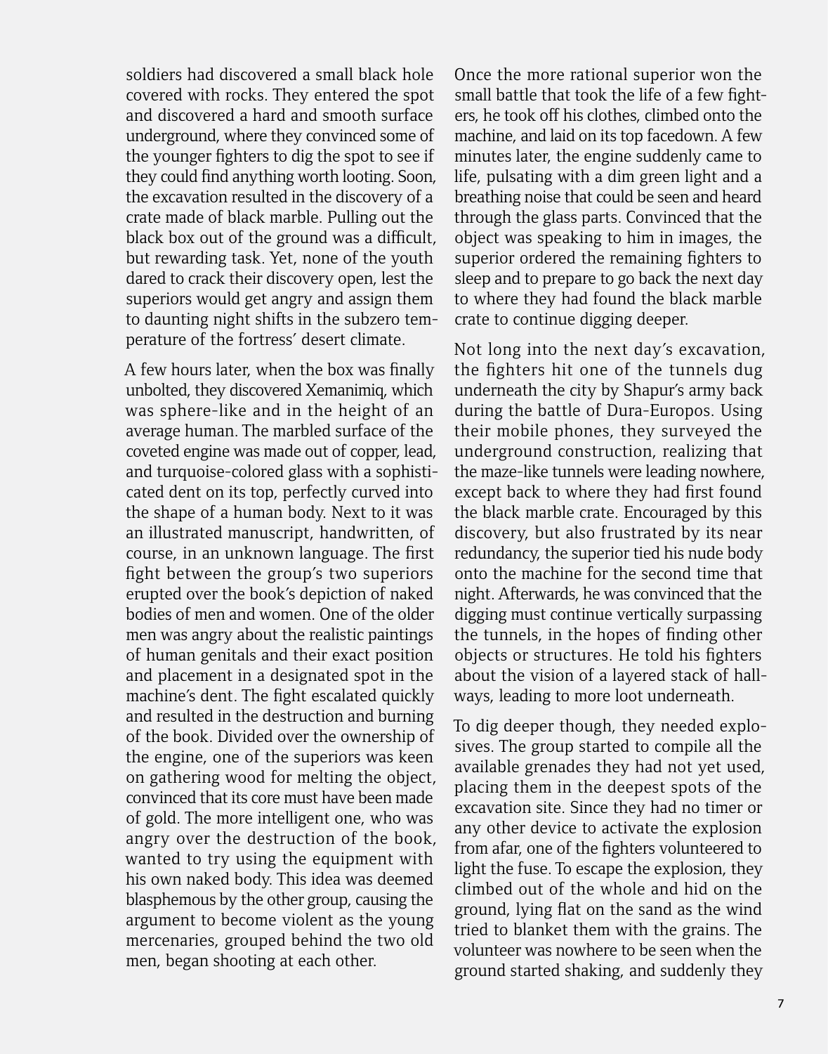soldiers had discovered a small black hole covered with rocks. They entered the spot and discovered a hard and smooth surface underground, where they convinced some of the younger fighters to dig the spot to see if they could find anything worth looting. Soon, the excavation resulted in the discovery of a crate made of black marble. Pulling out the black box out of the ground was a difficult, but rewarding task. Yet, none of the youth dared to crack their discovery open, lest the superiors would get angry and assign them to daunting night shifts in the subzero temperature of the fortress' desert climate.

A few hours later, when the box was finally unbolted, they discovered Xemanimiq, which was sphere-like and in the height of an average human. The marbled surface of the coveted engine was made out of copper, lead, and turquoise-colored glass with a sophisticated dent on its top, perfectly curved into the shape of a human body. Next to it was an illustrated manuscript, handwritten, of course, in an unknown language. The first fight between the group's two superiors erupted over the book's depiction of naked bodies of men and women. One of the older men was angry about the realistic paintings of human genitals and their exact position and placement in a designated spot in the machine's dent. The fight escalated quickly and resulted in the destruction and burning of the book. Divided over the ownership of the engine, one of the superiors was keen on gathering wood for melting the object, convinced that its core must have been made of gold. The more intelligent one, who was angry over the destruction of the book, wanted to try using the equipment with his own naked body. This idea was deemed blasphemous by the other group, causing the argument to become violent as the young mercenaries, grouped behind the two old men, began shooting at each other.

Once the more rational superior won the small battle that took the life of a few fighters, he took off his clothes, climbed onto the machine, and laid on its top facedown. A few minutes later, the engine suddenly came to life, pulsating with a dim green light and a breathing noise that could be seen and heard through the glass parts. Convinced that the object was speaking to him in images, the superior ordered the remaining fighters to sleep and to prepare to go back the next day to where they had found the black marble crate to continue digging deeper.

Not long into the next day's excavation, the fighters hit one of the tunnels dug underneath the city by Shapur's army back during the battle of Dura-Europos. Using their mobile phones, they surveyed the underground construction, realizing that the maze-like tunnels were leading nowhere, except back to where they had first found the black marble crate. Encouraged by this discovery, but also frustrated by its near redundancy, the superior tied his nude body onto the machine for the second time that night. Afterwards, he was convinced that the digging must continue vertically surpassing the tunnels, in the hopes of finding other objects or structures. He told his fighters about the vision of a layered stack of hallways, leading to more loot underneath.

To dig deeper though, they needed explosives. The group started to compile all the available grenades they had not yet used, placing them in the deepest spots of the excavation site. Since they had no timer or any other device to activate the explosion from afar, one of the fighters volunteered to light the fuse. To escape the explosion, they climbed out of the whole and hid on the ground, lying flat on the sand as the wind tried to blanket them with the grains. The volunteer was nowhere to be seen when the ground started shaking, and suddenly they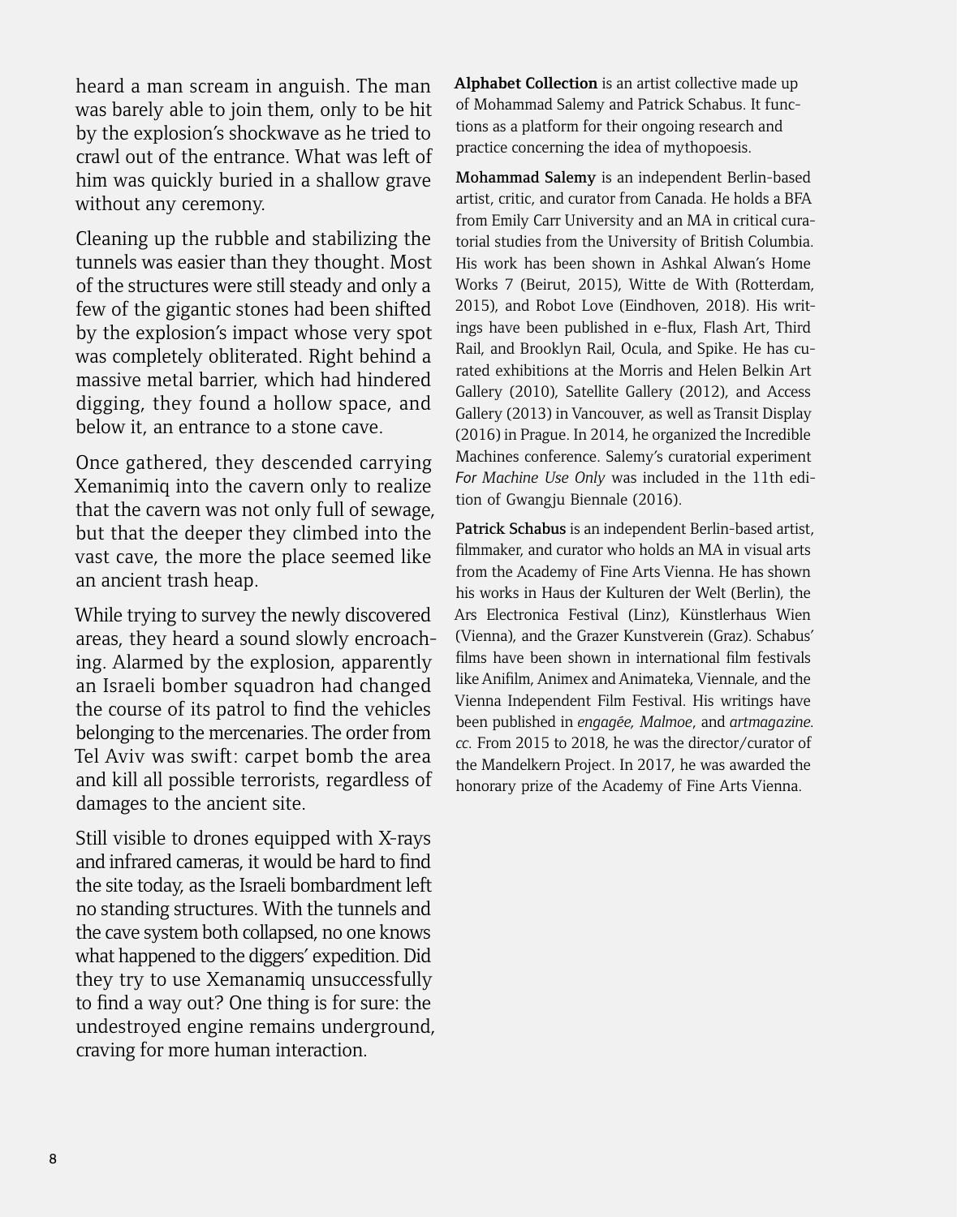heard a man scream in anguish. The man was barely able to join them, only to be hit by the explosion's shockwave as he tried to crawl out of the entrance. What was left of him was quickly buried in a shallow grave without any ceremony.

Cleaning up the rubble and stabilizing the tunnels was easier than they thought. Most of the structures were still steady and only a few of the gigantic stones had been shifted by the explosion's impact whose very spot was completely obliterated. Right behind a massive metal barrier, which had hindered digging, they found a hollow space, and below it, an entrance to a stone cave.

Once gathered, they descended carrying Xemanimiq into the cavern only to realize that the cavern was not only full of sewage, but that the deeper they climbed into the vast cave, the more the place seemed like an ancient trash heap.

While trying to survey the newly discovered areas, they heard a sound slowly encroaching. Alarmed by the explosion, apparently an Israeli bomber squadron had changed the course of its patrol to find the vehicles belonging to the mercenaries. The order from Tel Aviv was swift: carpet bomb the area and kill all possible terrorists, regardless of damages to the ancient site.

Still visible to drones equipped with X-rays and infrared cameras, it would be hard to find the site today, as the Israeli bombardment left no standing structures. With the tunnels and the cave system both collapsed, no one knows what happened to the diggers' expedition. Did they try to use Xemanamiq unsuccessfully to find a way out? One thing is for sure: the undestroyed engine remains underground, craving for more human interaction.

**Alphabet Collection** is an artist collective made up of Mohammad Salemy and Patrick Schabus. It functions as a platform for their ongoing research and practice concerning the idea of mythopoesis.

**Mohammad Salemy** is an independent Berlin-based artist, critic, and curator from Canada. He holds a BFA from Emily Carr University and an MA in critical curatorial studies from the University of British Columbia. His work has been shown in Ashkal Alwan's Home Works 7 (Beirut, 2015), Witte de With (Rotterdam, 2015), and Robot Love (Eindhoven, 2018). His writings have been published in e-flux, Flash Art, Third Rail, and Brooklyn Rail, Ocula, and Spike. He has curated exhibitions at the Morris and Helen Belkin Art Gallery (2010), Satellite Gallery (2012), and Access Gallery (2013) in Vancouver, as well as Transit Display (2016) in Prague. In 2014, he organized the Incredible Machines conference. Salemy's curatorial experiment *For Machine Use Only* was included in the 11th edition of Gwangju Biennale (2016).

**Patrick Schabus** is an independent Berlin-based artist, filmmaker, and curator who holds an MA in visual arts from the Academy of Fine Arts Vienna. He has shown his works in Haus der Kulturen der Welt (Berlin), the Ars Electronica Festival (Linz), Künstlerhaus Wien (Vienna), and the Grazer Kunstverein (Graz). Schabus' films have been shown in international film festivals like Anifilm, Animex and Animateka, Viennale, and the Vienna Independent Film Festival. His writings have been published in *engagée*, *Malmoe*, and *artmagazine.cc*. From 2015 to 2018, he was the director/curator of the Mandelkern Project. In 2017, he was awarded the honorary prize of the Academy of Fine Arts Vienna.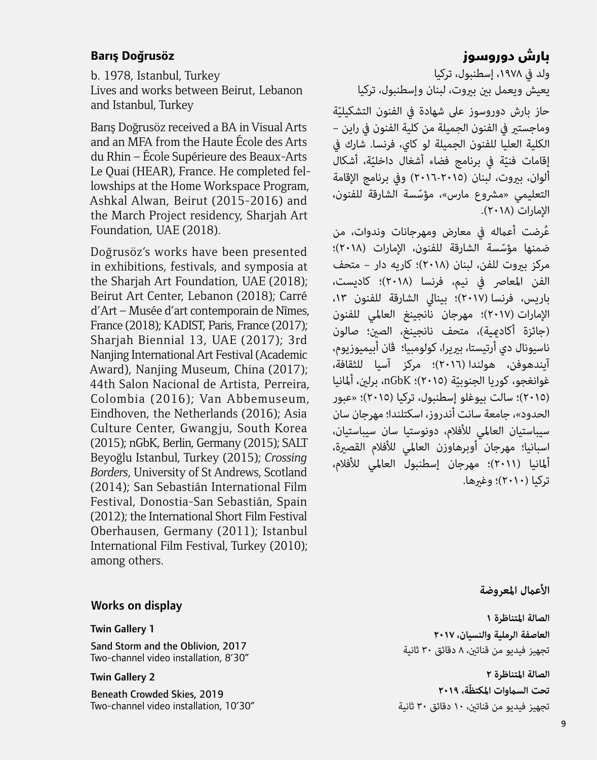## Barış Doğrusöz

b. 1978, Istanbul, Turkey
Lives and works between Beirut, Lebanon and Istanbul, Turkey

Barış Doğrusöz received a BA in Visual Arts and an MFA from the Haute École des Arts du Rhin – École Supérieure des Beaux-Arts Le Quai (HEAR), France. He completed fellowships at the Home Workspace Program, Ashkal Alwan, Beirut (2015-2016) and the March Project residency, Sharjah Art Foundation, UAE (2018).

Doğrusöz's works have been presented in exhibitions, festivals, and symposia at the Sharjah Art Foundation, UAE (2018); Beirut Art Center, Lebanon (2018); Carré d'Art – Musée d'art contemporain de Nîmes, France (2018); KADIST, Paris, France (2017); Sharjah Biennial 13, UAE (2017); 3rd Nanjing International Art Festival (Academic Award), Nanjing Museum, China (2017); 44th Salon Nacional de Artista, Perreira, Colombia (2016); Van Abbemuseum, Eindhoven, the Netherlands (2016); Asia Culture Center, Gwangju, South Korea (2015); nGbK, Berlin, Germany (2015); SALT Beyoğlu Istanbul, Turkey (2015); *Crossing Borders*, University of St Andrews, Scotland (2014); San Sebastián International Film Festival, Donostia-San Sebastián, Spain (2012); the International Short Film Festival Oberhausen, Germany (2011); Istanbul International Film Festival, Turkey (2010); among others.

### Works on display

**Twin Gallery 1**

Sand Storm and the Oblivion, 2017
Two-channel video installation, 8′30″

**Twin Gallery 2**

Beneath Crowded Skies, 2019
Two-channel video installation, 10′30″

## بارش دوروسوز

ولد في ١٩٧٨، إسطنبول، تركيا
يعيش ويعمل بين بيروت، لبنان وإسطنبول، تركيا

حاز بارش دوروسوز على شهادة في الفنون التشكيليّة وماجستير في الفنون الجميلة من كلية الفنون في راين – الكلية العليا للفنون الجميلة لو كاي، فرنسا. شارك في إقامات فنيّة في برنامج فضاء أشغال داخليّة، أشكال ألوان، بيروت، لبنان (٢٠١٥-٢٠١٦) وفي برنامج الإقامة التعليمي «مشروع مارس»، مؤسّسة الشارقة للفنون، الإمارات (٢٠١٨).

عُرضت أعماله في معارض ومهرجانات وندوات، من ضمنها مؤسّسة الشارقة للفنون، الإمارات (٢٠١٨)؛ مركز بيروت للفن، لبنان (٢٠١٨)؛ كاريه دار – متحف الفن المعاصر في نيم، فرنسا (٢٠١٨)؛ كاديست، باريس، فرنسا (٢٠١٧)؛ بينالي الشارقة للفنون ١٣، الإمارات (٢٠١٧)؛ مهرجان نانجينغ العالمي للفنون (جائزة أكاديمية)، متحف نانجينغ، الصين؛ صالون ناسيونال دي أرتيستا، بيريرا، كولومبيا؛ ڤان أبيميوزيوم، آيندهوفن، هولندا (٢٠١٦)؛ مركز آسيا للثقافة، غوانغجو، كوريا الجنوبيّة (٢٠١٥)؛ nGbK، برلين، ألمانيا (٢٠١٥)؛ سالت بيوغلو إسطنبول، تركيا (٢٠١٥)؛ «عبور الحدود»، جامعة سانت أندروز، اسكتلندا؛ مهرجان سان سيباستيان العالمي للأفلام، دونوستيا سان سيباستيان، اسبانيا؛ مهرجان أوبرهاوزن العالمي للأفلام القصيرة، ألمانيا (٢٠١١)؛ مهرجان إسطنبول العالمي للأفلام، تركيا (٢٠١٠)؛ وغيرها.

### الأعمال المعروضة

**الصالة المتناظرة ١**

**العاصفة الرملية والنسيان، ٢٠١٧**
تجهيز فيديو من قناتين، ٨ دقائق ٣٠ ثانية

**الصالة المتناظرة ٢**

**تحت السماوات المكتظّة، ٢٠١٩**
تجهيز فيديو من قناتين، ١٠ دقائق ٣٠ ثانية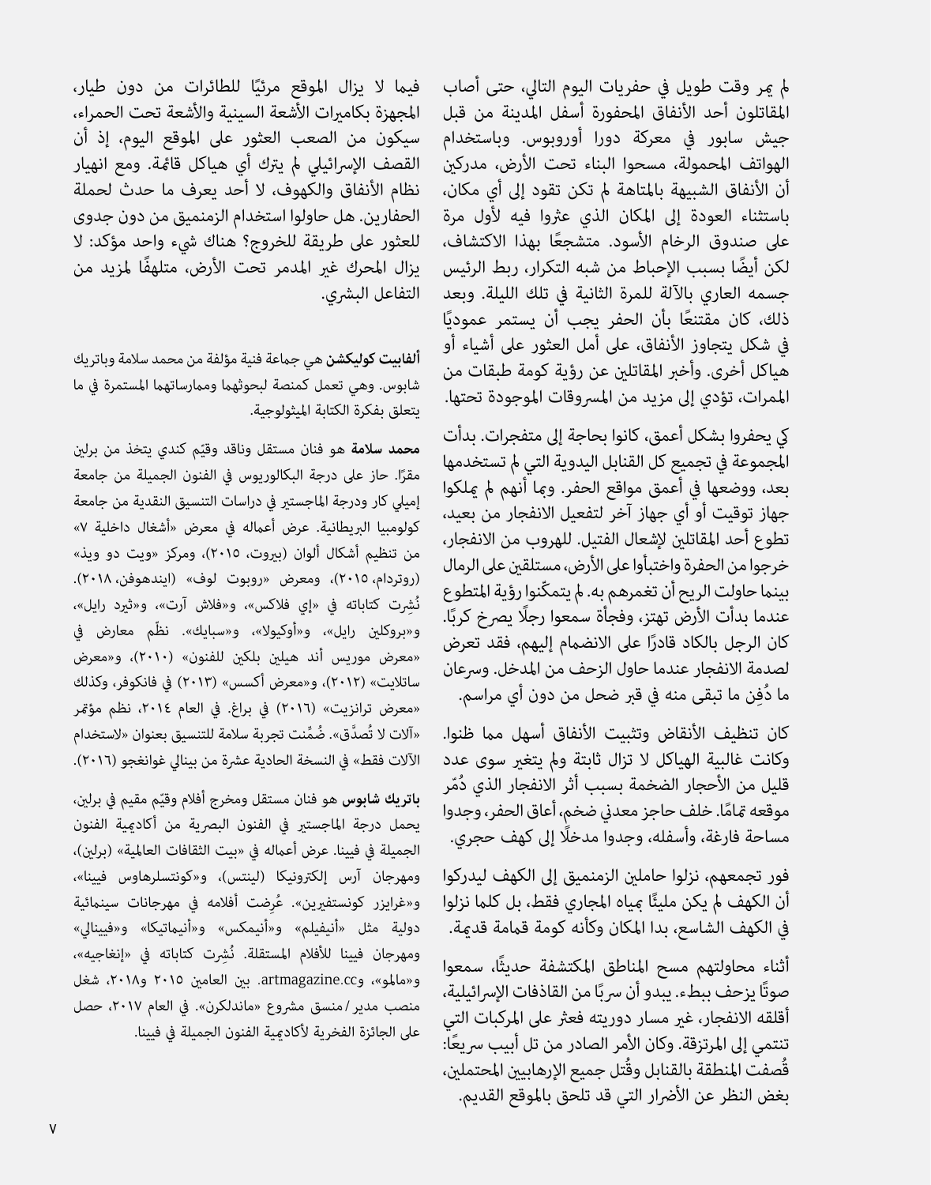لم يمر وقت طويل في حفريات اليوم التالي، حتى أصاب المقاتلون أحد الأنفاق المحفورة أسفل المدينة من قبل جيش سابور في معركة دورا أوروبوس. وباستخدام الهواتف المحمولة، مسحوا البناء تحت الأرض، مدركين أن الأنفاق الشبيهة بالمتاهة لم تكن تقود إلى أي مكان، باستثناء العودة إلى المكان الذي عثروا فيه لأول مرة على صندوق الرخام الأسود. متشجعًا بهذا الاكتشاف، لكن أيضًا بسبب الإحباط من شبه التكرار، ربط الرئيس جسمه العاري بالآلة للمرة الثانية في تلك الليلة. وبعد ذلك، كان مقتنعًا بأن الحفر يجب أن يستمر عموديًا في شكل يتجاوز الأنفاق، على أمل العثور على أشياء أو هياكل أخرى. وأخبر المقاتلين عن رؤية كومة طبقات من الممرات، تؤدي إلى مزيد من المسروقات الموجودة تحتها.

كي يحفروا بشكل أعمق، كانوا بحاجة إلى متفجرات. بدأت المجموعة في تجميع كل القنابل اليدوية التي لم تستخدمها بعد، ووضعها في أعمق مواقع الحفر. وبما أنهم لم يملكوا جهاز توقيت أو أي جهاز آخر لتفعيل الانفجار من بعيد، تطوع أحد المقاتلين لإشعال الفتيل. للهروب من الانفجار، خرجوا من الحفرة واختبأوا على الأرض، مستلقين على الرمال بينما حاولت الريح أن تغمرهم به. لم يتمكّنوا رؤية المتطوع عندما بدأت الأرض تهتز، وفجأة سمعوا رجلًا يصرخ كربًا. كان الرجل بالكاد قادرًا على الانضمام إليهم، فقد تعرض لصدمة الانفجار عندما حاول الزحف من المدخل. وسرعان ما دُفِن ما تبقى منه في قبر ضحل من دون أي مراسم.

كان تنظيف الأنقاض وتثبيت الأنفاق أسهل مما ظنوا. وكانت غالبية الهياكل لا تزال ثابتة ولم يتغير سوى عدد قليل من الأحجار الضخمة بسبب أثر الانفجار الذي دُمّر موقعه تمامًا. خلف حاجز معدني ضخم، أعاق الحفر، وجدوا مساحة فارغة، وأسفله، وجدوا مدخلًا إلى كهف حجري.

فور تجمعهم، نزلوا حاملين الزمنميق إلى الكهف ليدركوا أن الكهف لم يكن مليئًا بمياه المجاري فقط، بل كلما نزلوا في الكهف الشاسع، بدا المكان وكأنه كومة قمامة قديمة.

أثناء محاولتهم مسح المناطق المكتشفة حديثًا، سمعوا صوتًا يزحف ببطء. يبدو أن سربًا من القاذفات الإسرائيلية، أقلقه الانفجار، غير مسار دوريته فعثر على المركبات التي تنتمي إلى المرتزقة. وكان الأمر الصادر من تل أبيب سريعًا: قُصفت المنطقة بالقنابل وقُتل جميع الإرهابيين المحتملين، بغض النظر عن الأضرار التي قد تلحق بالموقع القديم.

فيما لا يزال الموقع مرئيًا للطائرات من دون طيار، المجهزة بكاميرات الأشعة السينية والأشعة تحت الحمراء، سيكون من الصعب العثور على الموقع اليوم، إذ أن القصف الإسرائيلي لم يترك أي هياكل قائمة. ومع انهيار نظام الأنفاق والكهوف، لا أحد يعرف ما حدث لحملة الحفارين. هل حاولوا استخدام الزمنميق من دون جدوى للعثور على طريقة للخروج؟ هناك شيء واحد مؤكد: لا يزال المحرك غير المدمر تحت الأرض، متلهفًا لمزيد من التفاعل البشري.

**ألفابيت كوليكشن** هي جماعة فنية مؤلفة من محمد سلامة وباتريك شابوس. وهي تعمل كمنصة لبحوثهما وممارساتهما المستمرة في ما يتعلق بفكرة الكتابة الميثولوجية.

**محمد سلامة** هو فنان مستقل وناقد وقيّم كندي يتخذ من برلين مقرًا. حاز على درجة البكالوريوس في الفنون الجميلة من جامعة إميلي كار ودرجة الماجستير في دراسات التنسيق النقدية من جامعة كولومبيا البريطانية. عرض أعماله في معرض «أشغال داخلية ٧» من تنظيم أشكال ألوان (بيروت، ٢٠١٥)، ومركز «ويت دو ويذ» (روتردام، ٢٠١٥)، ومعرض «روبوت لوف» (ايندهوفن، ٢٠١٨). نُشِرت كتاباته في «إي فلاكس»، و«فلاش آرت»، و«ثيرد رايل»، و«بروكلين رايل»، و«أوكيولا»، و«سبايك». نظّم معارض في «معرض موريس أند هيلين بلكين للفنون» (٢٠١٠)، و«معرض ساتلايت» (٢٠١٢)، و«معرض أكسس» (٢٠١٣) في فانكوفر، وكذلك «معرض ترانزيت» (٢٠١٦) في براغ. في العام ٢٠١٤، نظم مؤتمر «آلات لا تُصدَّق». ضُمِّنت تجربة سلامة للتنسيق بعنوان «لاستخدام الآلات فقط» في النسخة الحادية عشرة من بينالي غوانغجو (٢٠١٦).

**باتريك شابوس** هو فنان مستقل ومخرج أفلام وقيّم مقيم في برلين، يحمل درجة الماجستير في الفنون البصرية من أكاديمية الفنون الجميلة في فيينا. عرض أعماله في «بيت الثقافات العالمية» (برلين)، ومهرجان آرس إلكترونيكا (لينتس)، و«كونتسلرهاوس فيينا»، و«غرايزر كونستفيرين». عُرِضت أفلامه في مهرجانات سينمائية دولية مثل «أنيفيلم» و«أنيمكس» و«أنيماتيكا» و«فيينالي» ومهرجان فيينا للأفلام المستقلة. نُشِرت كتاباته في «إنغاجيه»، و«مالمو»، وartmagazine.cc. بين العامين ٢٠١٥ و٢٠١٨، شغل منصب مدير/منسق مشروع «ماندلكرن». في العام ٢٠١٧، حصل على الجائزة الفخرية لأكاديمية الفنون الجميلة في فيينا.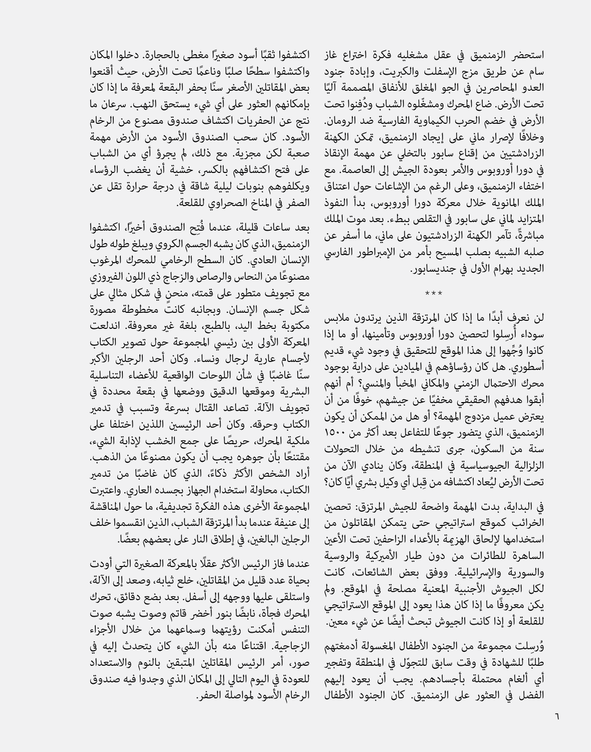استحضر الزمنميق في عقل مشغليه فكرة اختراع غاز سام عن طريق مزج الإسفلت والكبريت، وإبادة جنود العدو المحاصرين في الجو المغلق للأنفاق المصممة آليًا تحت الأرض. ضاع المحرك ومشغّلوه الشباب ودُفِنوا تحت الأرض في خضم الحرب الكيماوية الفارسية ضد الرومان. وخلافًا لإصرار ماني على إيجاد الزمنميق، تمكن الكهنة الزرادشتيين من إقناع سابور بالتخلي عن مهمة الإنقاذ في دورا أوروبوس والأمر بعودة الجيش إلى العاصمة. مع اختفاء الزمنميق، وعلى الرغم من الإشاعات حول اعتناق الملك المانوية خلال معركة دورا أوروبوس، بدأ النفوذ المتزايد لماني على سابور في التقلص ببطء. بعد موت الملك مباشرةً، تآمر الكهنة الزرادشتيون على ماني، ما أسفر عن صلبه الشبيه بصلب المسيح بأمر من الإمبراطور الفارسي الجديد بهرام الأول في جنديسابور.

\* \* \*

لن نعرف أبدًا ما إذا كان المرتزقة الذين يرتدون ملابس سوداء أُرسِلوا لتحصين دورا أوروبوس وتأمينها، أو ما إذا كانوا وُجِّهوا إلى هذا الموقع للتحقيق في وجود شيء قديم أسطوري. هل كان رؤساؤهم في الميادين على دراية بوجود محرك الاحتمال الزمني والمكاني المخبأ والمنسي؟ أم أنهم أبقوا هدفهم الحقيقي مخفيًا عن جيشهم، خوفًا من أن يعترض عميل مزدوج المهمة؟ أو هل من الممكن أن يكون الزمنميق، الذي يتضور جوعًا للتفاعل بعد أكثر من ١٥٠٠ سنة من السكون، جرى تنشيطه من خلال التحولات الزلزالية الجيوسياسية في المنطقة، وكان ينادي الآن من تحت الأرض ليُعاد اكتشافه من قِبل أي وكيل بشري أيًا كان؟

في البداية، بدت المهمة واضحة للجيش المرتزق: تحصين الخرائب كموقع استراتيجي حتى يتمكن المقاتلون من استخدامها لإلحاق الهزيمة بالأعداء الزاحفين تحت الأعين الساهرة للطائرات من دون طيار الأميركية والروسية والسورية والإسرائيلية. ووفق بعض الشائعات، كانت لكل الجيوش الأجنبية المعنية مصلحة في الموقع. ولم يكن معروفًا ما إذا كان هذا يعود إلى الموقع الاستراتيجي للقلعة أو إذا كانت الجيوش تبحث أيضًا عن شيء معين.

وُرسِلت مجموعة من الجنود الأطفال المغسولة أدمغتهم طلبًا للشهادة في وقت سابق للتجوّل في المنطقة وتفجير أي ألغام محتملة بأجسادهم. يجب أن يعود إليهم الفضل في العثور على الزمنميق. كان الجنود الأطفال اكتشفوا ثقبًا أسود صغيرًا مغطى بالحجارة. دخلوا المكان واكتشفوا سطحًا صلبًا وناعمًا تحت الأرض، حيث أقنعوا بعض المقاتلين الأصغر سنًا بحفر البقعة لمعرفة ما إذا كان بإمكانهم العثور على أي شيء يستحق النهب. سرعان ما نتج عن الحفريات اكتشاف صندوق مصنوع من الرخام الأسود. كان سحب الصندوق الأسود من الأرض مهمة صعبة لكن مجزية. مع ذلك، لم يجرؤ أي من الشباب على فتح اكتشافهم بالكسر، خشية أن يغضب الرؤساء ويكلفوهم بنوبات ليلية شاقة في درجة حرارة تقل عن الصفر في المناخ الصحراوي للقلعة.

بعد ساعات قليلة، عندما فُتِح الصندوق أخيرًا، اكتشفوا الزمنميق، الذي كان يشبه الجسم الكروي ويبلغ طوله طول الإنسان العادي. كان السطح الرخامي للمحرك المرغوب مصنوعًا من النحاس والرصاص والزجاج ذي اللون الفيروزي مع تجويف متطور على قمته، منحنٍ في شكل مثالي على شكل جسم الإنسان. وبجانبه كانت مخطوطة مصورة مكتوبة بخط اليد، بالطبع، بلغة غير معروفة. اندلعت المعركة الأولى بين رئيسي المجموعة حول تصوير الكتاب لأجسام عارية لرجال ونساء. وكان أحد الرجلين الأكبر سنًا غاضبًا في شأن اللوحات الواقعية للأعضاء التناسلية البشرية وموقعها الدقيق ووضعها في بقعة محددة في تجويف الآلة. تصاعد القتال بسرعة وتسبب في تدمير الكتاب وحرقه. وكان أحد الرئيسين اللذين اختلفا على ملكية المحرك، حريصًا على جمع الخشب لإذابة الشيء، مقتنعًا بأن جوهره يجب أن يكون مصنوعًا من الذهب. أراد الشخص الأكثر ذكاءً، الذي كان غاضبًا من تدمير الكتاب، محاولة استخدام الجهاز بجسده العاري. واعتبرت المجموعة الأخرى هذه الفكرة تجديفية، ما حول المناقشة إلى عنيفة عندما بدأ المرتزقة الشباب، الذين انقسموا خلف الرجلين البالغين، في إطلاق النار على بعضهم بعضًا.

عندما فاز الرئيس الأكثر عقلًا بالمعركة الصغيرة التي أودت بحياة عدد قليل من المقاتلين، خلع ثيابه، وصعد إلى الآلة، واستلقى عليها ووجهه إلى أسفل. بعد بضع دقائق، تحرك المحرك فجأة، نابضًا بنور أخضر قاتم وصوت يشبه صوت التنفس أمكنت رؤيتهما وسماعهما من خلال الأجزاء الزجاجية. اقتناعًا منه بأن الشيء كان يتحدث إليه في صور، أمر الرئيس المقاتلين المتبقين بالنوم والاستعداد للعودة في اليوم التالي إلى المكان الذي وجدوا فيه صندوق الرخام الأسود لمواصلة الحفر.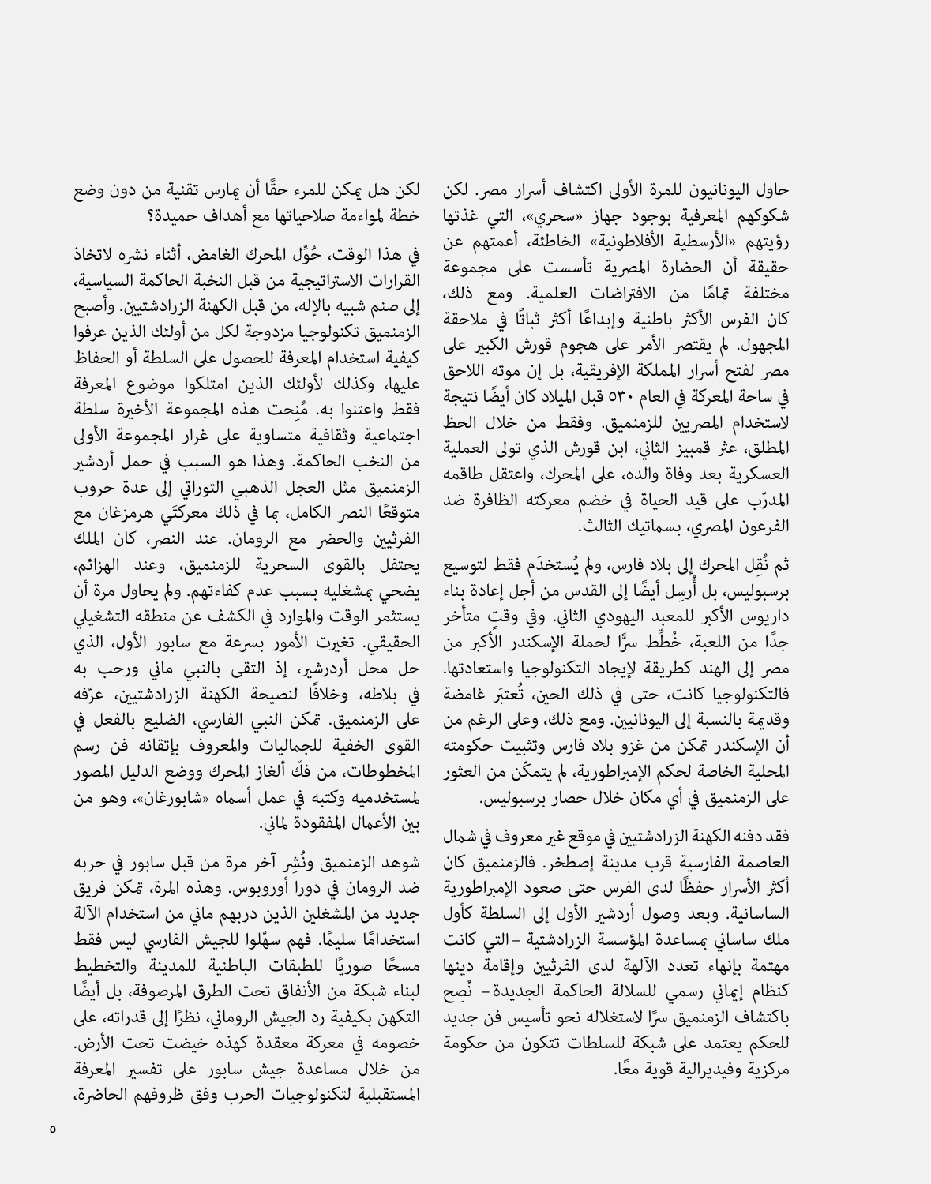حاول اليونانيون للمرة الأولى اكتشاف أسرار مصر. لكن شكوكهم المعرفية بوجود جهاز «سحري»، التي غذتها رؤيتهم «الأرسطية الأفلاطونية» الخاطئة، أعمتهم عن حقيقة أن الحضارة المصرية تأسست على مجموعة مختلفة تمامًا من الافتراضات العلمية. ومع ذلك، كان الفرس الأكثر باطنية وإبداعًا أكثر ثباتًا في ملاحقة المجهول. لم يقتصر الأمر على هجوم قورش الكبير على مصر لفتح أسرار المملكة الإفريقية، بل إن موته اللاحق في ساحة المعركة في العام ٥٣٠ قبل الميلاد كان أيضًا نتيجة لاستخدام المصريين للزمنميق. وفقط من خلال الحظ المطلق، عثر قمبيز الثاني، ابن قورش الذي تولى العملية العسكرية بعد وفاة والده، على المحرك، واعتقل طاقمه المدرّب على قيد الحياة في خضم معركته الظافرة ضد الفرعون المصري، بسماتيك الثالث.

ثم نُقِل المحرك إلى بلاد فارس، ولم يُستخدَم فقط لتوسيع برسبوليس، بل أُرسِل أيضًا إلى القدس من أجل إعادة بناء داريوس الأكبر للمعبد اليهودي الثاني. وفي وقتٍ متأخر جدًا من اللعبة، خُطِّط سرًّا لحملة الإسكندر الأكبر من مصر إلى الهند كطريقة لإيجاد التكنولوجيا واستعادتها. فالتكنولوجيا كانت، حتى في ذلك الحين، تُعتبَر غامضة وقديمة بالنسبة إلى اليونانيين. ومع ذلك، وعلى الرغم من أن الإسكندر تمكن من غزو بلاد فارس وتثبيت حكومته المحلية الخاصة لحكم الإمبراطورية، لم يتمكّن من العثور على الزمنميق في أي مكان خلال حصار برسبوليس.

فقد دفنه الكهنة الزرادشتيين في موقع غير معروف في شمال العاصمة الفارسية قرب مدينة إصطخر. فالزمنميق كان أكثر الأسرار حفظًا لدى الفرس حتى صعود الإمبراطورية الساسانية. وبعد وصول أردشير الأول إلى السلطة كأول ملك ساساني بمساعدة المؤسسة الزرادشتية –التي كانت مهتمة بإنهاء تعدد الآلهة لدى الفرثيين وإقامة دينها كنظام إيماني رسمي للسلالة الحاكمة الجديدة– نُصِح باكتشاف الزمنميق سرًا لاستغلاله نحو تأسيس فن جديد للحكم يعتمد على شبكة للسلطات تتكون من حكومة مركزية وفيديرالية قوية معًا.

لكن هل يمكن للمرء حقًا أن يمارس تقنية من دون وضع خطة لمواءمة صلاحياتها مع أهداف حميدة؟

في هذا الوقت، حُوِّل المحرك الغامض، أثناء نشره لاتخاذ القرارات الاستراتيجية من قبل النخبة الحاكمة السياسية، إلى صنم شبيه بالإله، من قبل الكهنة الزرادشتيين. وأصبح الزمنميق تكنولوجيا مزدوجة لكل من أولئك الذين عرفوا كيفية استخدام المعرفة للحصول على السلطة أو الحفاظ عليها، وكذلك لأولئك الذين امتلكوا موضوع المعرفة فقط واعتنوا به. مُنِحت هذه المجموعة الأخيرة سلطة اجتماعية وثقافية متساوية على غرار المجموعة الأولى من النخب الحاكمة. وهذا هو السبب في حمل أردشير الزمنميق مثل العجل الذهبي التوراتي إلى عدة حروب متوقعًا النصر الكامل، بما في ذلك معركتَي هرمزغان مع الفرثيين والحضر مع الرومان. عند النصر، كان الملك يحتفل بالقوى السحرية للزمنميق، وعند الهزائم، يضحي بمشغليه بسبب عدم كفاءتهم. ولم يحاول مرة أن يستثمر الوقت والموارد في الكشف عن منطقه التشغيلي الحقيقي. تغيرت الأمور بسرعة مع سابور الأول، الذي حل محل أردشير، إذ التقى بالنبي ماني ورحب به في بلاطه، وخلافًا لنصيحة الكهنة الزرادشتيين، عرّفه على الزمنميق. تمكن النبي الفارسي، الضليع بالفعل في القوى الخفية للجماليات والمعروف بإتقانه فن رسم المخطوطات، من فكّ ألغاز المحرك ووضع الدليل المصور لمستخدميه وكتبه في عمل أسماه «شابورغان»، وهو من بين الأعمال المفقودة لماني.

شوهد الزمنميق ونُشِر آخر مرة من قبل سابور في حربه ضد الرومان في دورا أوروبوس. وهذه المرة، تمكن فريق جديد من المشغلين الذين دربهم ماني من استخدام الآلة استخدامًا سليمًا. فهم سهّلوا للجيش الفارسي ليس فقط مسحًا صوريًا للطبقات الباطنية للمدينة والتخطيط لبناء شبكة من الأنفاق تحت الطرق المرصوفة، بل أيضًا التكهن بكيفية رد الجيش الروماني، نظرًا إلى قدراته، على خصومه في معركة معقدة كهذه خيضت تحت الأرض. من خلال مساعدة جيش سابور على تفسير المعرفة المستقبلية لتكنولوجيات الحرب وفق ظروفهم الحاضرة،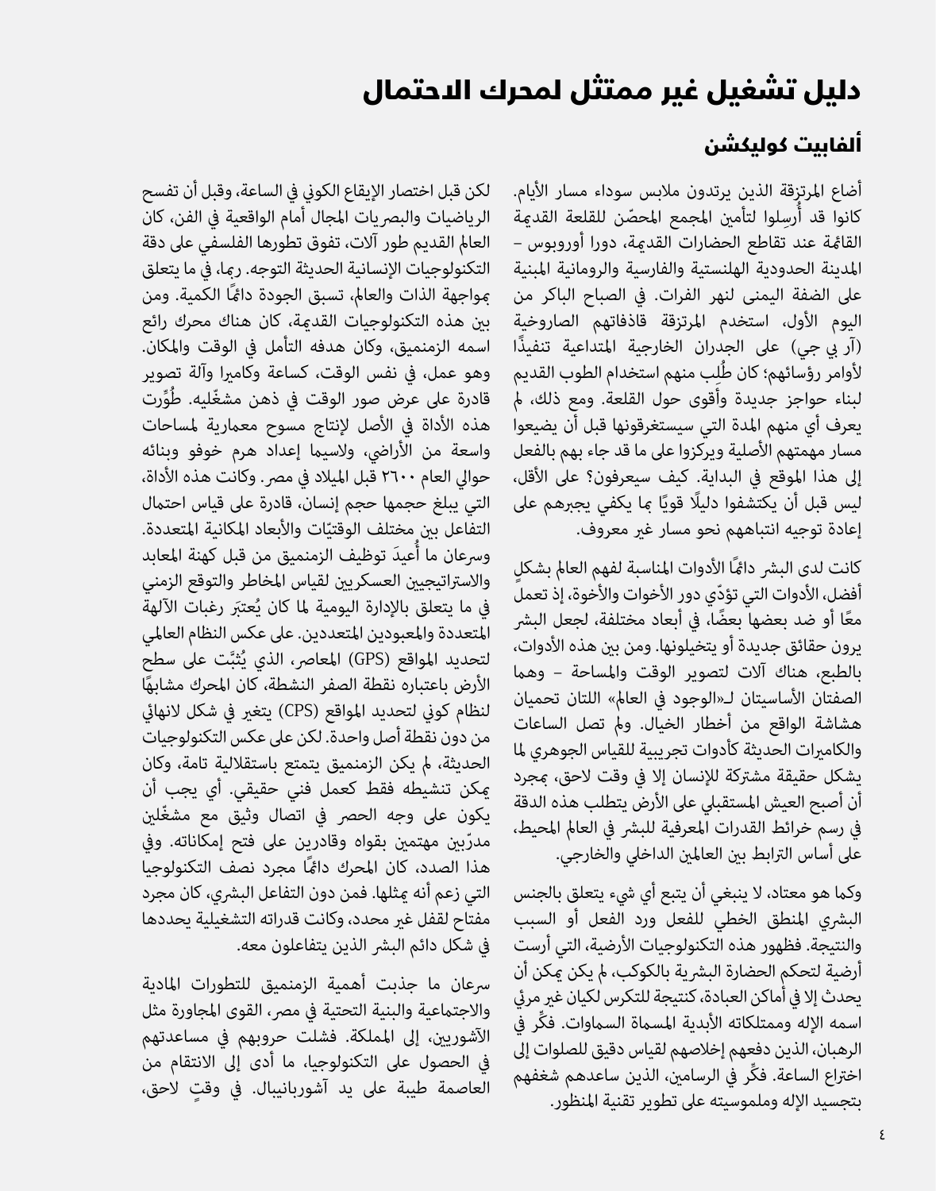# دليل تشغيل غير ممتثل لمحرك الاحتمال

## ألفابيت كوليكشن

أضاع المرتزقة الذين يرتدون ملابس سوداء مسار الأيام. كانوا قد أُرسِلوا لتأمين المجمع المحصّن للقلعة القديمة القائمة عند تقاطع الحضارات القديمة، دورا أوروبوس – المدينة الحدودية الهلنستية والفارسية والرومانية المبنية على الضفة اليمنى لنهر الفرات. في الصباح الباكر من اليوم الأول، استخدم المرتزقة قاذفاتهم الصاروخية (آر بي جي) على الجدران الخارجية المتداعية تنفيذًا لأوامر رؤسائهم؛ كان طُلِب منهم استخدام الطوب القديم لبناء حواجز جديدة وأقوى حول القلعة. ومع ذلك، لم يعرف أي منهم المدة التي سيستغرقونها قبل أن يضيعوا مسار مهمتهم الأصلية ويركزوا على ما قد جاء بهم بالفعل إلى هذا الموقع في البداية. كيف سيعرفون؟ على الأقل، ليس قبل أن يكتشفوا دليلًا قويًا بما يكفي يجبرهم على إعادة توجيه انتباههم نحو مسار غير معروف.

كانت لدى البشر دائمًا الأدوات المناسبة لفهم العالم بشكلٍ أفضل، الأدوات التي تؤدّي دور الأخوات والأخوة، إذ تعمل معًا أو ضد بعضها بعضًا، في أبعاد مختلفة، لجعل البشر يرون حقائق جديدة أو يتخيلونها. ومن بين هذه الأدوات، بالطبع، هناك آلات لتصوير الوقت والمساحة – وهما الصفتان الأساسيتان لـ«الوجود في العالم» اللتان تحميان هشاشة الواقع من أخطار الخيال. ولم تصل الساعات والكاميرات الحديثة كأدوات تجريبية للقياس الجوهري لما يشكل حقيقة مشتركة للإنسان إلا في وقت لاحق، بمجرد أن أصبح العيش المستقبلي على الأرض يتطلب هذه الدقة في رسم خرائط القدرات المعرفية للبشر في العالم المحيط، على أساس الترابط بين العالمين الداخلي والخارجي.

وكما هو معتاد، لا ينبغي أن يتبع أي شيء يتعلق بالجنس البشري المنطق الخطي للفعل ورد الفعل أو السبب والنتيجة. فظهور هذه التكنولوجيات الأرضية، التي أرست أرضية لتحكم الحضارة البشرية بالكوكب، لم يكن يمكن أن يحدث إلا في أماكن العبادة، كنتيجة للتكرس لكيان غير مرئي اسمه الإله وممتلكاته الأبدية المسماة السماوات. فكِّر في الرهبان، الذين دفعهم إخلاصهم لقياس دقيق للصلوات إلى اختراع الساعة. فكِّر في الرسامين، الذين ساعدهم شغفهم بتجسيد الإله وملموسيته على تطوير تقنية المنظور.

لكن قبل اختصار الإيقاع الكوني في الساعة، وقبل أن تفسح الرياضيات والبصريات المجال أمام الواقعية في الفن، كان العالم القديم طور آلات، تفوق تطورها الفلسفي على دقة التكنولوجيات الإنسانية الحديثة التوجه. ربما، في ما يتعلق بمواجهة الذات والعالم، تسبق الجودة دائمًا الكمية. ومن بين هذه التكنولوجيات القديمة، كان هناك محرك رائع اسمه الزمنميق، وكان هدفه التأمل في الوقت والمكان. وهو عمل، في نفس الوقت، كساعة وكاميرا وآلة تصوير قادرة على عرض صور الوقت في ذهن مشغّليه. طُوِّرت هذه الأداة في الأصل لإنتاج مسوح معمارية لمساحات واسعة من الأراضي، ولاسيما إعداد هرم خوفو وبنائه حوالي العام ٢٦٠٠ قبل الميلاد في مصر. وكانت هذه الأداة، التي يبلغ حجمها حجم إنسان، قادرة على قياس احتمال التفاعل بين مختلف الوقتيّات والأبعاد المكانية المتعددة. وسرعان ما أُعيدَ توظيف الزمنميق من قبل كهنة المعابد والاستراتيجيين العسكريين لقياس المخاطر والتوقع الزمني في ما يتعلق بالإدارة اليومية لما كان يُعتبَر رغبات الآلهة المتعددة والمعبودين المتعددين. على عكس النظام العالمي لتحديد المواقع (GPS) المعاصر، الذي يُثبَّت على سطح الأرض باعتباره نقطة الصفر النشطة، كان المحرك مشابهًا لنظام كوني لتحديد المواقع (CPS) يتغير في شكل لانهائي من دون نقطة أصل واحدة. لكن على عكس التكنولوجيات الحديثة، لم يكن الزمنميق يتمتع باستقلالية تامة، وكان يمكن تنشيطه فقط كعمل فني حقيقي. أي يجب أن يكون على وجه الحصر في اتصال وثيق مع مشغّلين مدرّبين مهتمين بقواه وقادرين على فتح إمكاناته. وفي هذا الصدد، كان المحرك دائمًا مجرد نصف التكنولوجيا التي زعم أنه يمثلها. فمن دون التفاعل البشري، كان مجرد مفتاح لقفل غير محدد، وكانت قدراته التشغيلية يحددها في شكل دائم البشر الذين يتفاعلون معه.

سرعان ما جذبت أهمية الزمنميق للتطورات المادية والاجتماعية والبنية التحتية في مصر، القوى المجاورة مثل الآشوريين، إلى المملكة. فشلت حروبهم في مساعدتهم في الحصول على التكنولوجيا، ما أدى إلى الانتقام من العاصمة طيبة على يد آشوربانيبال. في وقتٍ لاحق،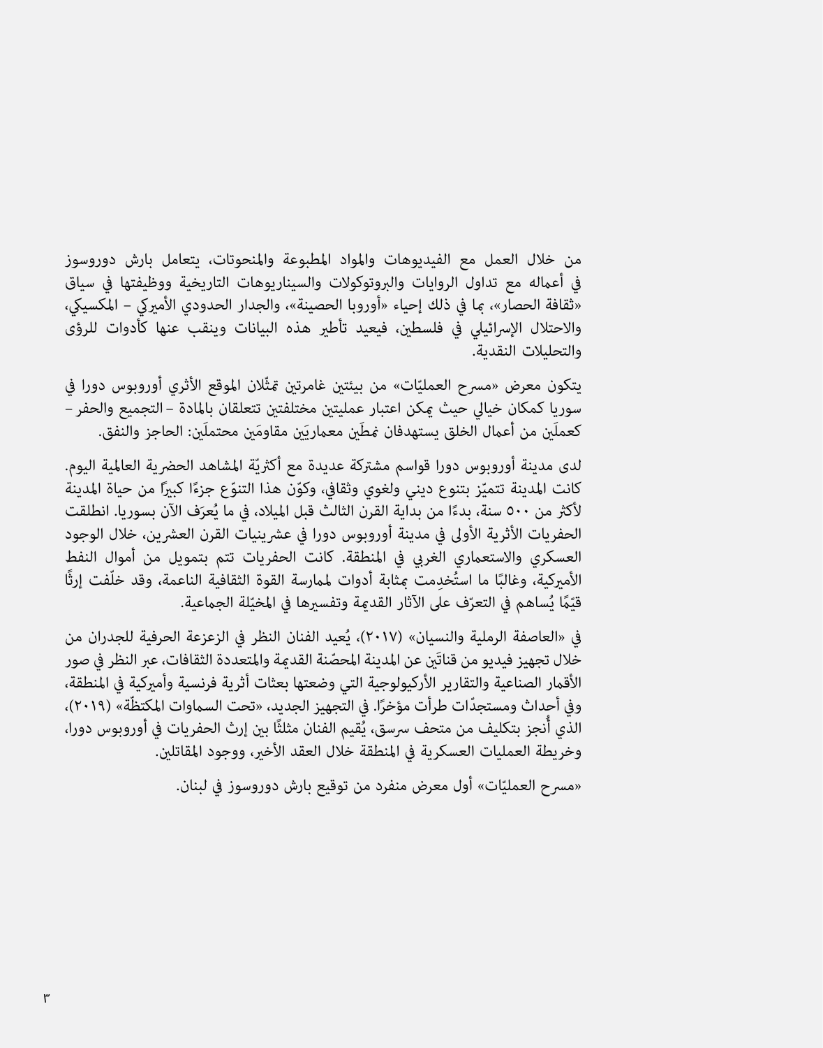من خلال العمل مع الفيديوهات والمواد المطبوعة والمنحوتات، يتعامل بارش دوروسوز في أعماله مع تداول الروايات والبروتوكولات والسيناريوهات التاريخية ووظيفتها في سياق «ثقافة الحصار»، بما في ذلك إحياء «أوروبا الحصينة»، والجدار الحدودي الأميركي - المكسيكي، والاحتلال الإسرائيلي في فلسطين، فيعيد تأطير هذه البيانات وينقب عنها كأدوات للرؤى والتحليلات النقدية.

يتكون معرض «مسرح العمليّات» من بيئتين غامرتين تمثّلان الموقع الأثري أوروبوس دورا في سوريا كمكان خيالي حيث يمكن اعتبار عمليتين مختلفتين تتعلقان بالمادة – التجميع والحفر – كعملَين من أعمال الخلق يستهدفان نمطَين معماريَين مقاومَين محتملَين: الحاجز والنفق.

لدى مدينة أوروبوس دورا قواسم مشتركة عديدة مع أكثريّة المشاهد الحضرية العالمية اليوم. كانت المدينة تتميّز بتنوع ديني ولغوي وثقافي، وكوّن هذا التنوّع جزءًا كبيرًا من حياة المدينة لأكثر من ٥٠٠ سنة، بدءًا من بداية القرن الثالث قبل الميلاد، في ما يُعرَف الآن بسوريا. انطلقت الحفريات الأثرية الأولى في مدينة أوروبوس دورا في عشرينيات القرن العشرين، خلال الوجود العسكري والاستعماري الغربي في المنطقة. كانت الحفريات تتم بتمويل من أموال النفط الأميركية، وغالبًا ما استُخدِمت بمثابة أدوات لممارسة القوة الثقافية الناعمة، وقد خلّفت إرثًا قيّمًا يُساهم في التعرّف على الآثار القديمة وتفسيرها في المخيّلة الجماعية.

في «العاصفة الرملية والنسيان» (٢٠١٧)، يُعيد الفنان النظر في الزعزعة الحرفية للجدران من خلال تجهيز فيديو من قناتَين عن المدينة المحصّنة القديمة والمتعددة الثقافات، عبر النظر في صور الأقمار الصناعية والتقارير الأركيولوجية التي وضعتها بعثات أثرية فرنسية وأميركية في المنطقة، وفي أحداث ومستجدّات طرأت مؤخرًا. في التجهيز الجديد، «تحت السماوات المكتظّة» (٢٠١٩)، الذي أُنجز بتكليف من متحف سرسق، يُقيم الفنان مثلثًا بين إرث الحفريات في أوروبوس دورا، وخريطة العمليات العسكرية في المنطقة خلال العقد الأخير، ووجود المقاتلين.

«مسرح العمليّات» أول معرض منفرد من توقيع بارش دوروسوز في لبنان.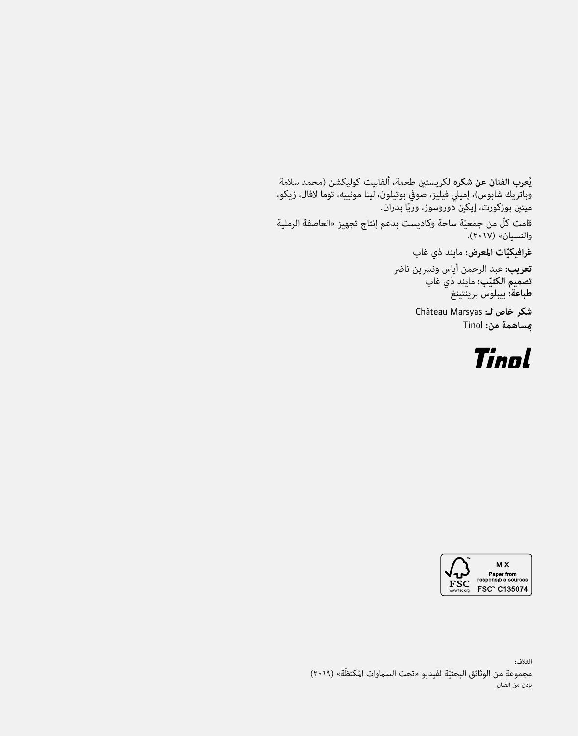**يُعرب الفنان عن شكره** لكريستين طعمة، ألفابيت كوليكشن (محمد سلامة وباتريك شابوس)، إميلي فيليز، صوفي بوتيلون، لينا مونييه، توما لافال، زيكو، ميتين بوزكورت، إيكين دوروسوز، وريّا بدران.

قامت كلّ من جمعيّة ساحة وكاديست بدعم إنتاج تجهيز «العاصفة الرملية والنسيان» (٢٠١٧).

**غرافيكيّات المعرض:** مايند ذي غاب

**تعريب:** عبد الرحمن أياس ونسرين ناضر
**تصميم الكتيّب:** مايند ذي غاب
**طباعة:** بيبلوس برينتينغ

**شكر خاص لـ:** Château Marsyas
**بمساهمة من:** Tinol

Tinol

MIX
Paper from responsible sources
FSC™ C135074
FSC www.fsc.org

الغلاف:
مجموعة من الوثائق البحثيّة لفيديو «تحت السماوات المكتظّة» (٢٠١٩)
بإذن من الفنان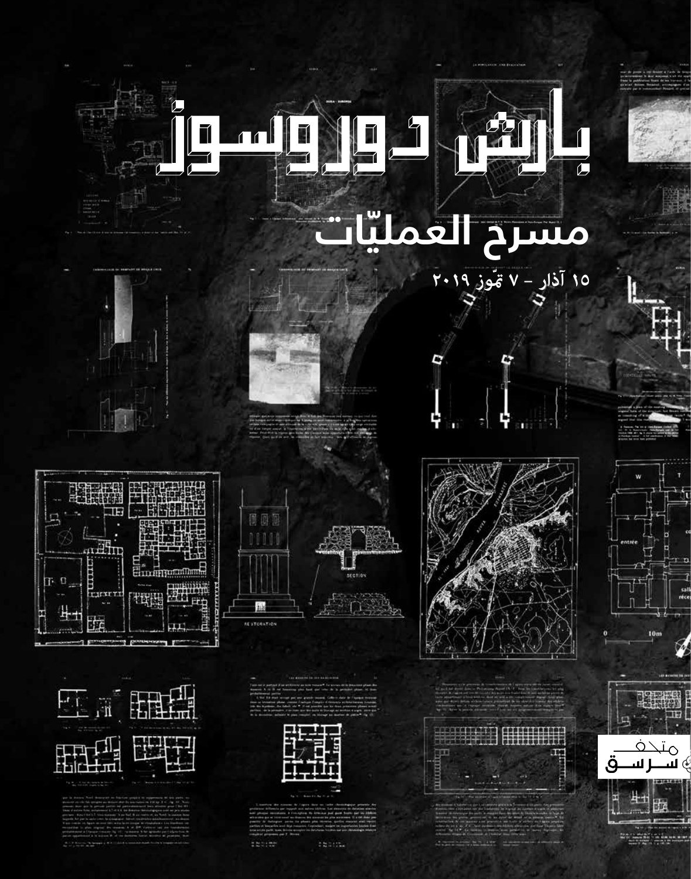# بارش دوروسوز

## مسرح العمليّات

١٥ آذار - ٧ تمّوز ٢٠١٩

متحف سرسق